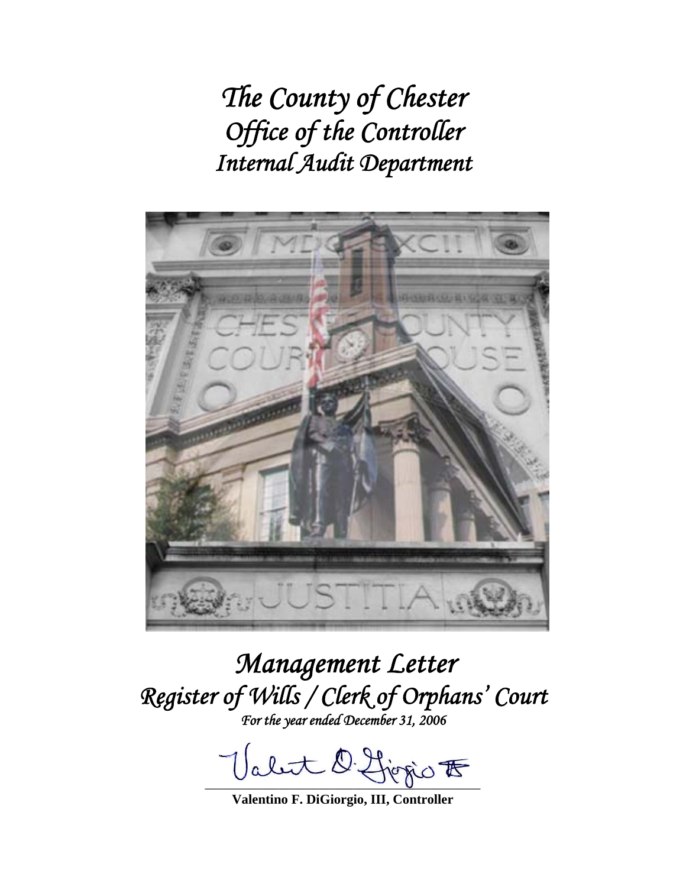# *The County of Chester*
# *Office of the Controller*
# *Internal Audit Department*

# *Management Letter*
# *Register of Wills / Clerk of Orphans' Court*

*For the year ended December 31, 2006*

**Valentino F. DiGiorgio, III, Controller**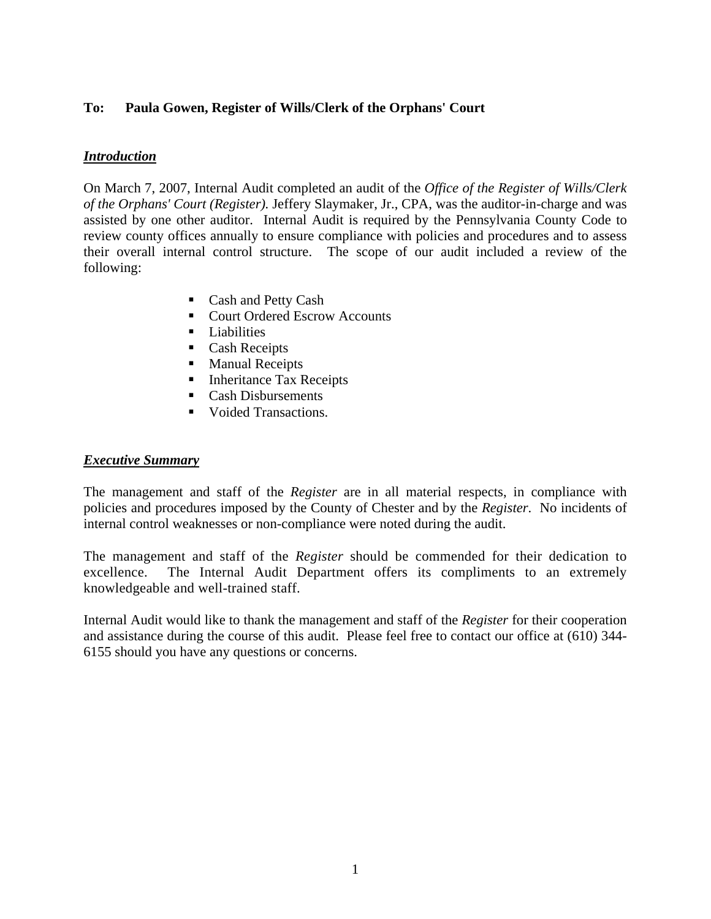**To: Paula Gowen, Register of Wills/Clerk of the Orphans' Court**

***Introduction***

On March 7, 2007, Internal Audit completed an audit of the *Office of the Register of Wills/Clerk of the Orphans' Court (Register).* Jeffery Slaymaker, Jr., CPA, was the auditor-in-charge and was assisted by one other auditor. Internal Audit is required by the Pennsylvania County Code to review county offices annually to ensure compliance with policies and procedures and to assess their overall internal control structure. The scope of our audit included a review of the following:

- Cash and Petty Cash
- Court Ordered Escrow Accounts
- Liabilities
- Cash Receipts
- Manual Receipts
- Inheritance Tax Receipts
- Cash Disbursements
- Voided Transactions.

***Executive Summary***

The management and staff of the *Register* are in all material respects, in compliance with policies and procedures imposed by the County of Chester and by the *Register*. No incidents of internal control weaknesses or non-compliance were noted during the audit.

The management and staff of the *Register* should be commended for their dedication to excellence. The Internal Audit Department offers its compliments to an extremely knowledgeable and well-trained staff.

Internal Audit would like to thank the management and staff of the *Register* for their cooperation and assistance during the course of this audit. Please feel free to contact our office at (610) 344-6155 should you have any questions or concerns.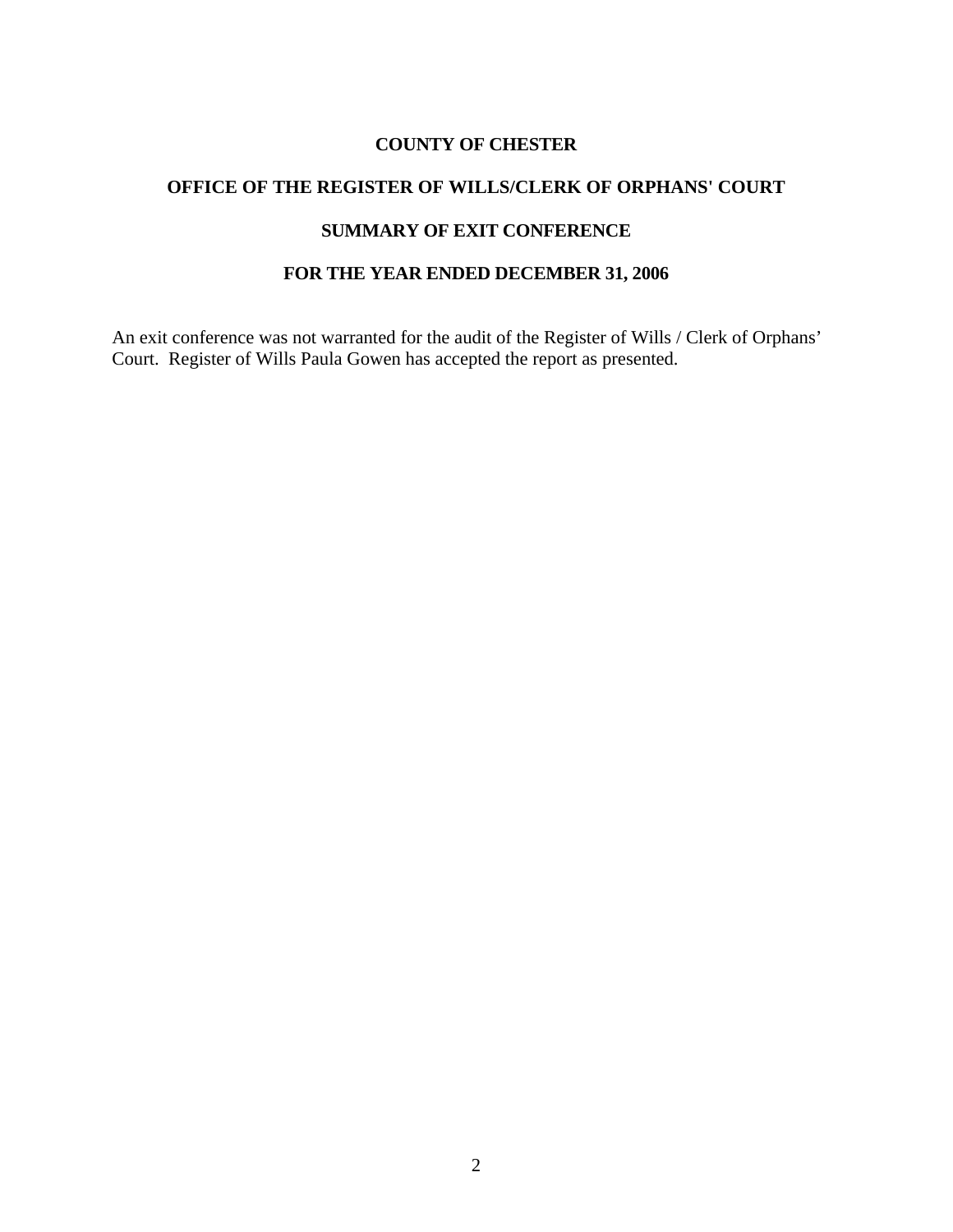# COUNTY OF CHESTER

## OFFICE OF THE REGISTER OF WILLS/CLERK OF ORPHANS' COURT

## SUMMARY OF EXIT CONFERENCE

## FOR THE YEAR ENDED DECEMBER 31, 2006

An exit conference was not warranted for the audit of the Register of Wills / Clerk of Orphans' Court. Register of Wills Paula Gowen has accepted the report as presented.